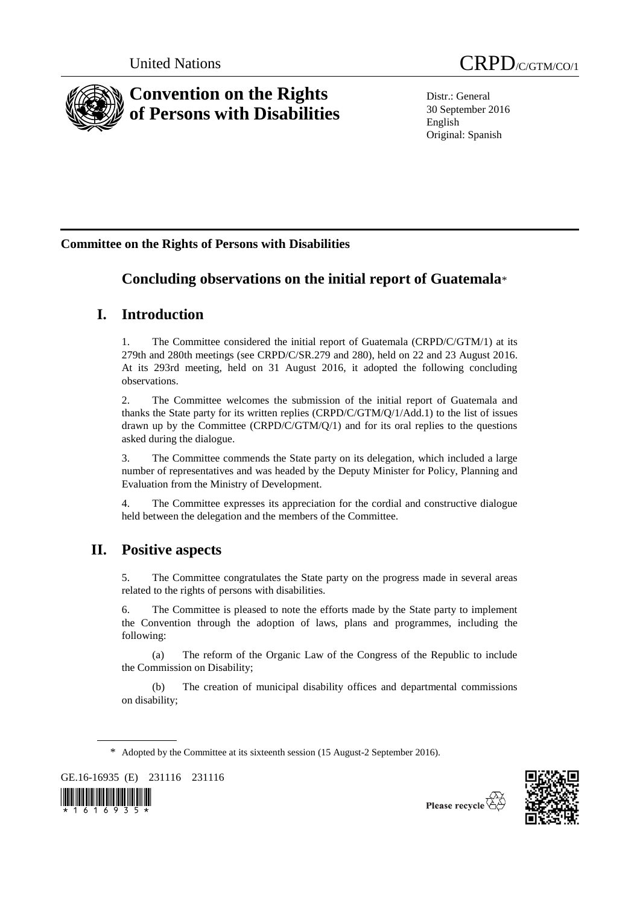United Nations

CRPD/C/GTM/CO/1

# Convention on the Rights of Persons with Disabilities

Distr.: General
30 September 2016
English
Original: Spanish

**Committee on the Rights of Persons with Disabilities**

## Concluding observations on the initial report of Guatemala*

## I. Introduction

1. The Committee considered the initial report of Guatemala (CRPD/C/GTM/1) at its 279th and 280th meetings (see CRPD/C/SR.279 and 280), held on 22 and 23 August 2016. At its 293rd meeting, held on 31 August 2016, it adopted the following concluding observations.

2. The Committee welcomes the submission of the initial report of Guatemala and thanks the State party for its written replies (CRPD/C/GTM/Q/1/Add.1) to the list of issues drawn up by the Committee (CRPD/C/GTM/Q/1) and for its oral replies to the questions asked during the dialogue.

3. The Committee commends the State party on its delegation, which included a large number of representatives and was headed by the Deputy Minister for Policy, Planning and Evaluation from the Ministry of Development.

4. The Committee expresses its appreciation for the cordial and constructive dialogue held between the delegation and the members of the Committee.

## II. Positive aspects

5. The Committee congratulates the State party on the progress made in several areas related to the rights of persons with disabilities.

6. The Committee is pleased to note the efforts made by the State party to implement the Convention through the adoption of laws, plans and programmes, including the following:

(a) The reform of the Organic Law of the Congress of the Republic to include the Commission on Disability;

(b) The creation of municipal disability offices and departmental commissions on disability;

\* Adopted by the Committee at its sixteenth session (15 August-2 September 2016).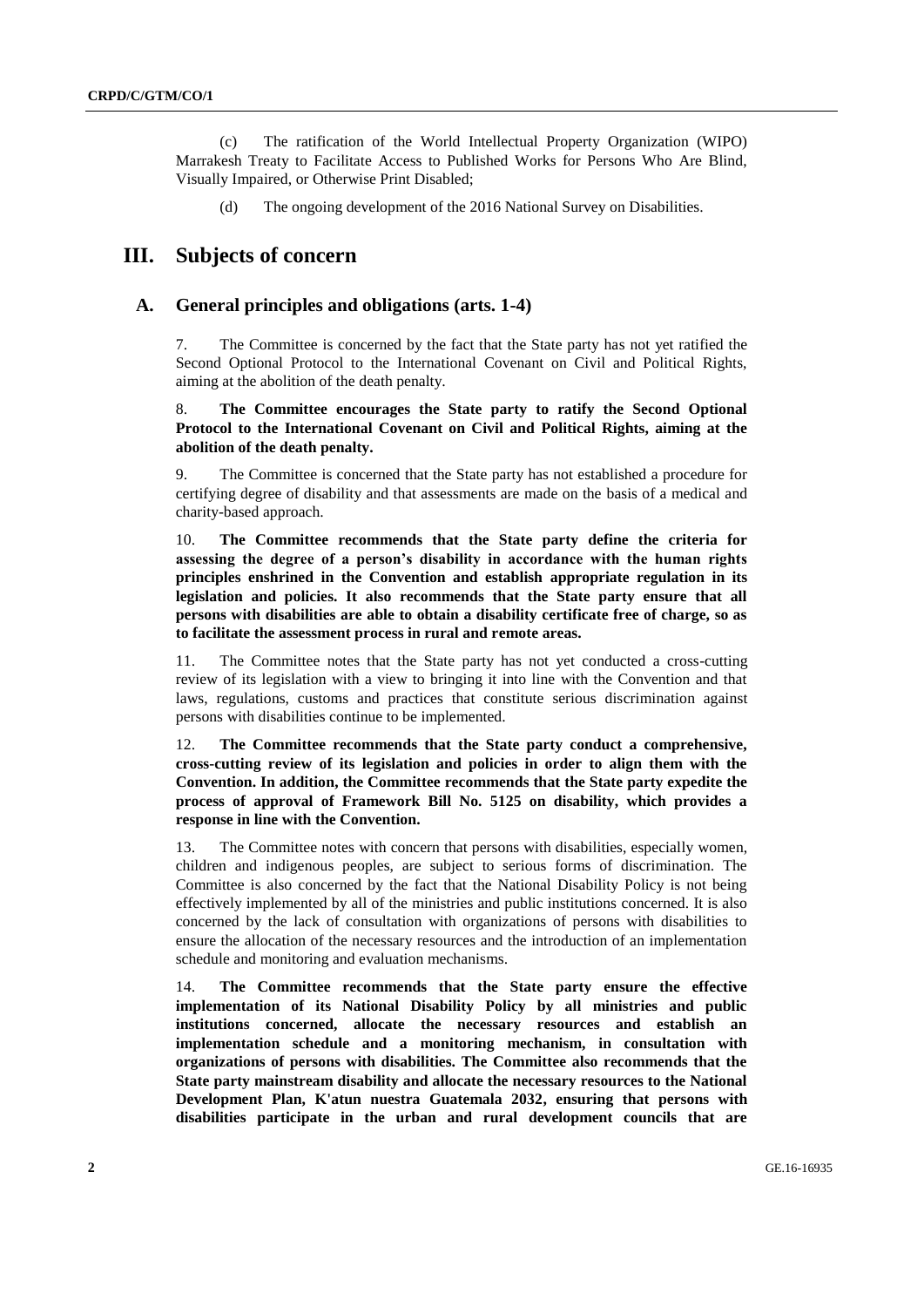(c) The ratification of the World Intellectual Property Organization (WIPO) Marrakesh Treaty to Facilitate Access to Published Works for Persons Who Are Blind, Visually Impaired, or Otherwise Print Disabled;

(d) The ongoing development of the 2016 National Survey on Disabilities.

# III. Subjects of concern

## A. General principles and obligations (arts. 1-4)

7. The Committee is concerned by the fact that the State party has not yet ratified the Second Optional Protocol to the International Covenant on Civil and Political Rights, aiming at the abolition of the death penalty.

8. **The Committee encourages the State party to ratify the Second Optional Protocol to the International Covenant on Civil and Political Rights, aiming at the abolition of the death penalty.**

9. The Committee is concerned that the State party has not established a procedure for certifying degree of disability and that assessments are made on the basis of a medical and charity-based approach.

10. **The Committee recommends that the State party define the criteria for assessing the degree of a person's disability in accordance with the human rights principles enshrined in the Convention and establish appropriate regulation in its legislation and policies. It also recommends that the State party ensure that all persons with disabilities are able to obtain a disability certificate free of charge, so as to facilitate the assessment process in rural and remote areas.**

11. The Committee notes that the State party has not yet conducted a cross-cutting review of its legislation with a view to bringing it into line with the Convention and that laws, regulations, customs and practices that constitute serious discrimination against persons with disabilities continue to be implemented.

12. **The Committee recommends that the State party conduct a comprehensive, cross-cutting review of its legislation and policies in order to align them with the Convention. In addition, the Committee recommends that the State party expedite the process of approval of Framework Bill No. 5125 on disability, which provides a response in line with the Convention.**

13. The Committee notes with concern that persons with disabilities, especially women, children and indigenous peoples, are subject to serious forms of discrimination. The Committee is also concerned by the fact that the National Disability Policy is not being effectively implemented by all of the ministries and public institutions concerned. It is also concerned by the lack of consultation with organizations of persons with disabilities to ensure the allocation of the necessary resources and the introduction of an implementation schedule and monitoring and evaluation mechanisms.

14. **The Committee recommends that the State party ensure the effective implementation of its National Disability Policy by all ministries and public institutions concerned, allocate the necessary resources and establish an implementation schedule and a monitoring mechanism, in consultation with organizations of persons with disabilities. The Committee also recommends that the State party mainstream disability and allocate the necessary resources to the National Development Plan, K'atun nuestra Guatemala 2032, ensuring that persons with disabilities participate in the urban and rural development councils that are**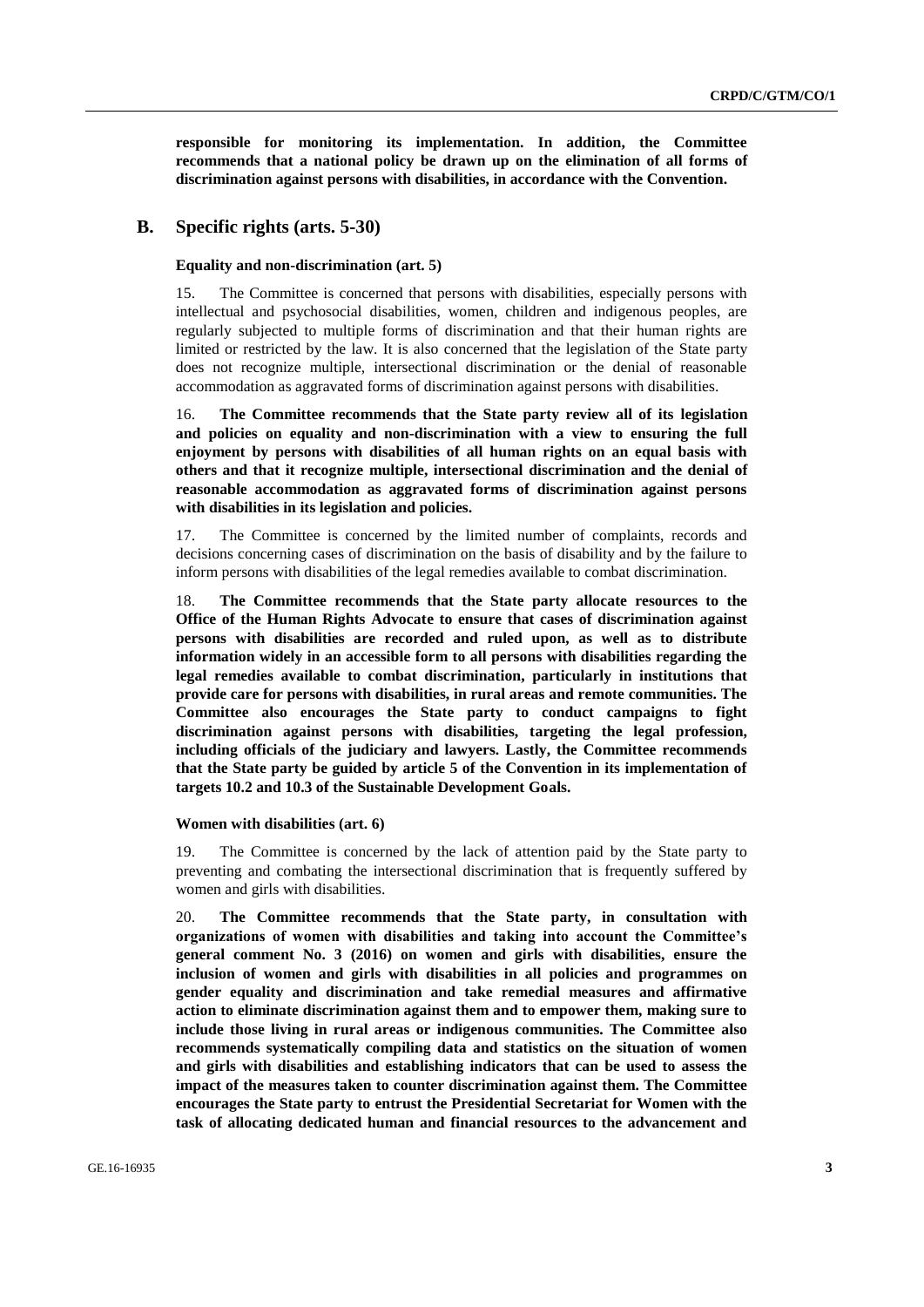**responsible for monitoring its implementation. In addition, the Committee recommends that a national policy be drawn up on the elimination of all forms of discrimination against persons with disabilities, in accordance with the Convention.**

## B. Specific rights (arts. 5-30)

#### Equality and non-discrimination (art. 5)

15. The Committee is concerned that persons with disabilities, especially persons with intellectual and psychosocial disabilities, women, children and indigenous peoples, are regularly subjected to multiple forms of discrimination and that their human rights are limited or restricted by the law. It is also concerned that the legislation of the State party does not recognize multiple, intersectional discrimination or the denial of reasonable accommodation as aggravated forms of discrimination against persons with disabilities.

16. **The Committee recommends that the State party review all of its legislation and policies on equality and non-discrimination with a view to ensuring the full enjoyment by persons with disabilities of all human rights on an equal basis with others and that it recognize multiple, intersectional discrimination and the denial of reasonable accommodation as aggravated forms of discrimination against persons with disabilities in its legislation and policies.**

17. The Committee is concerned by the limited number of complaints, records and decisions concerning cases of discrimination on the basis of disability and by the failure to inform persons with disabilities of the legal remedies available to combat discrimination.

18. **The Committee recommends that the State party allocate resources to the Office of the Human Rights Advocate to ensure that cases of discrimination against persons with disabilities are recorded and ruled upon, as well as to distribute information widely in an accessible form to all persons with disabilities regarding the legal remedies available to combat discrimination, particularly in institutions that provide care for persons with disabilities, in rural areas and remote communities. The Committee also encourages the State party to conduct campaigns to fight discrimination against persons with disabilities, targeting the legal profession, including officials of the judiciary and lawyers. Lastly, the Committee recommends that the State party be guided by article 5 of the Convention in its implementation of targets 10.2 and 10.3 of the Sustainable Development Goals.**

#### Women with disabilities (art. 6)

19. The Committee is concerned by the lack of attention paid by the State party to preventing and combating the intersectional discrimination that is frequently suffered by women and girls with disabilities.

20. **The Committee recommends that the State party, in consultation with organizations of women with disabilities and taking into account the Committee's general comment No. 3 (2016) on women and girls with disabilities, ensure the inclusion of women and girls with disabilities in all policies and programmes on gender equality and discrimination and take remedial measures and affirmative action to eliminate discrimination against them and to empower them, making sure to include those living in rural areas or indigenous communities. The Committee also recommends systematically compiling data and statistics on the situation of women and girls with disabilities and establishing indicators that can be used to assess the impact of the measures taken to counter discrimination against them. The Committee encourages the State party to entrust the Presidential Secretariat for Women with the task of allocating dedicated human and financial resources to the advancement and**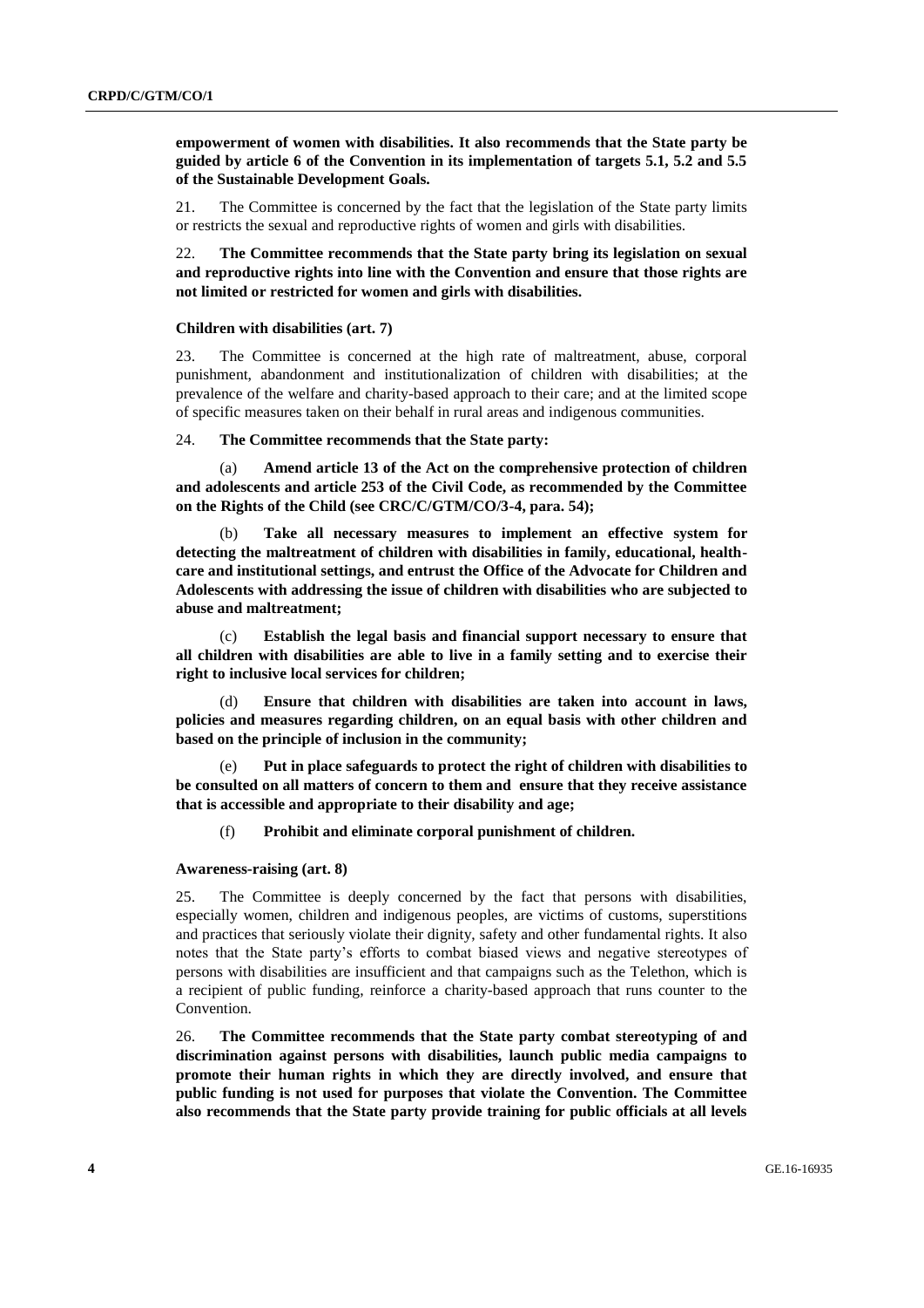**empowerment of women with disabilities. It also recommends that the State party be guided by article 6 of the Convention in its implementation of targets 5.1, 5.2 and 5.5 of the Sustainable Development Goals.**

21. The Committee is concerned by the fact that the legislation of the State party limits or restricts the sexual and reproductive rights of women and girls with disabilities.

22. **The Committee recommends that the State party bring its legislation on sexual and reproductive rights into line with the Convention and ensure that those rights are not limited or restricted for women and girls with disabilities.**

### Children with disabilities (art. 7)

23. The Committee is concerned at the high rate of maltreatment, abuse, corporal punishment, abandonment and institutionalization of children with disabilities; at the prevalence of the welfare and charity-based approach to their care; and at the limited scope of specific measures taken on their behalf in rural areas and indigenous communities.

24. **The Committee recommends that the State party:**

(a) **Amend article 13 of the Act on the comprehensive protection of children and adolescents and article 253 of the Civil Code, as recommended by the Committee on the Rights of the Child (see CRC/C/GTM/CO/3-4, para. 54);**

(b) **Take all necessary measures to implement an effective system for detecting the maltreatment of children with disabilities in family, educational, health-care and institutional settings, and entrust the Office of the Advocate for Children and Adolescents with addressing the issue of children with disabilities who are subjected to abuse and maltreatment;**

(c) **Establish the legal basis and financial support necessary to ensure that all children with disabilities are able to live in a family setting and to exercise their right to inclusive local services for children;**

(d) **Ensure that children with disabilities are taken into account in laws, policies and measures regarding children, on an equal basis with other children and based on the principle of inclusion in the community;**

(e) **Put in place safeguards to protect the right of children with disabilities to be consulted on all matters of concern to them and ensure that they receive assistance that is accessible and appropriate to their disability and age;**

(f) **Prohibit and eliminate corporal punishment of children.**

### Awareness-raising (art. 8)

25. The Committee is deeply concerned by the fact that persons with disabilities, especially women, children and indigenous peoples, are victims of customs, superstitions and practices that seriously violate their dignity, safety and other fundamental rights. It also notes that the State party's efforts to combat biased views and negative stereotypes of persons with disabilities are insufficient and that campaigns such as the Telethon, which is a recipient of public funding, reinforce a charity-based approach that runs counter to the Convention.

26. **The Committee recommends that the State party combat stereotyping of and discrimination against persons with disabilities, launch public media campaigns to promote their human rights in which they are directly involved, and ensure that public funding is not used for purposes that violate the Convention. The Committee also recommends that the State party provide training for public officials at all levels**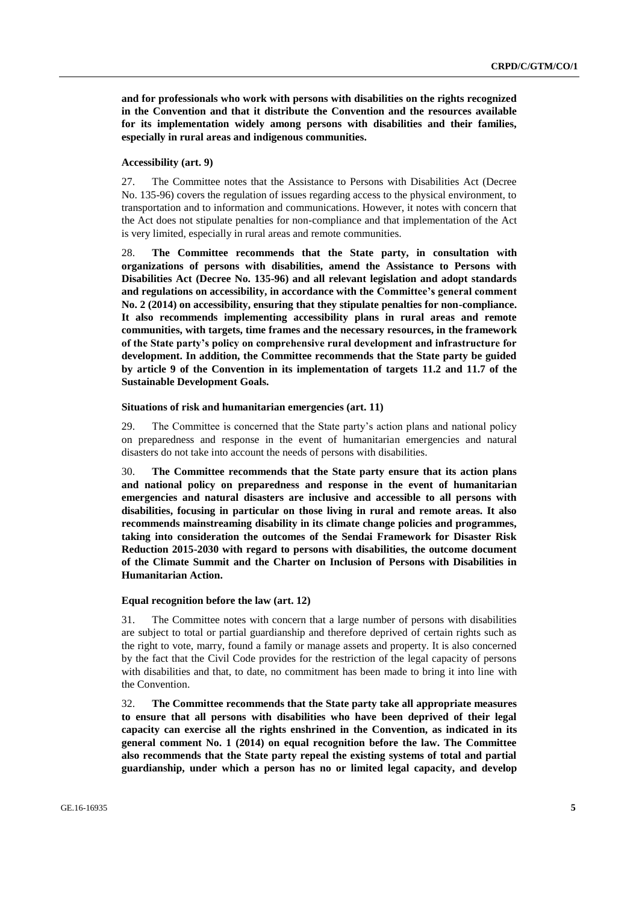**and for professionals who work with persons with disabilities on the rights recognized in the Convention and that it distribute the Convention and the resources available for its implementation widely among persons with disabilities and their families, especially in rural areas and indigenous communities.**

### Accessibility (art. 9)

27. The Committee notes that the Assistance to Persons with Disabilities Act (Decree No. 135-96) covers the regulation of issues regarding access to the physical environment, to transportation and to information and communications. However, it notes with concern that the Act does not stipulate penalties for non-compliance and that implementation of the Act is very limited, especially in rural areas and remote communities.

28. **The Committee recommends that the State party, in consultation with organizations of persons with disabilities, amend the Assistance to Persons with Disabilities Act (Decree No. 135-96) and all relevant legislation and adopt standards and regulations on accessibility, in accordance with the Committee's general comment No. 2 (2014) on accessibility, ensuring that they stipulate penalties for non-compliance. It also recommends implementing accessibility plans in rural areas and remote communities, with targets, time frames and the necessary resources, in the framework of the State party's policy on comprehensive rural development and infrastructure for development. In addition, the Committee recommends that the State party be guided by article 9 of the Convention in its implementation of targets 11.2 and 11.7 of the Sustainable Development Goals.**

### Situations of risk and humanitarian emergencies (art. 11)

29. The Committee is concerned that the State party's action plans and national policy on preparedness and response in the event of humanitarian emergencies and natural disasters do not take into account the needs of persons with disabilities.

30. **The Committee recommends that the State party ensure that its action plans and national policy on preparedness and response in the event of humanitarian emergencies and natural disasters are inclusive and accessible to all persons with disabilities, focusing in particular on those living in rural and remote areas. It also recommends mainstreaming disability in its climate change policies and programmes, taking into consideration the outcomes of the Sendai Framework for Disaster Risk Reduction 2015-2030 with regard to persons with disabilities, the outcome document of the Climate Summit and the Charter on Inclusion of Persons with Disabilities in Humanitarian Action.**

### Equal recognition before the law (art. 12)

31. The Committee notes with concern that a large number of persons with disabilities are subject to total or partial guardianship and therefore deprived of certain rights such as the right to vote, marry, found a family or manage assets and property. It is also concerned by the fact that the Civil Code provides for the restriction of the legal capacity of persons with disabilities and that, to date, no commitment has been made to bring it into line with the Convention.

32. **The Committee recommends that the State party take all appropriate measures to ensure that all persons with disabilities who have been deprived of their legal capacity can exercise all the rights enshrined in the Convention, as indicated in its general comment No. 1 (2014) on equal recognition before the law. The Committee also recommends that the State party repeal the existing systems of total and partial guardianship, under which a person has no or limited legal capacity, and develop**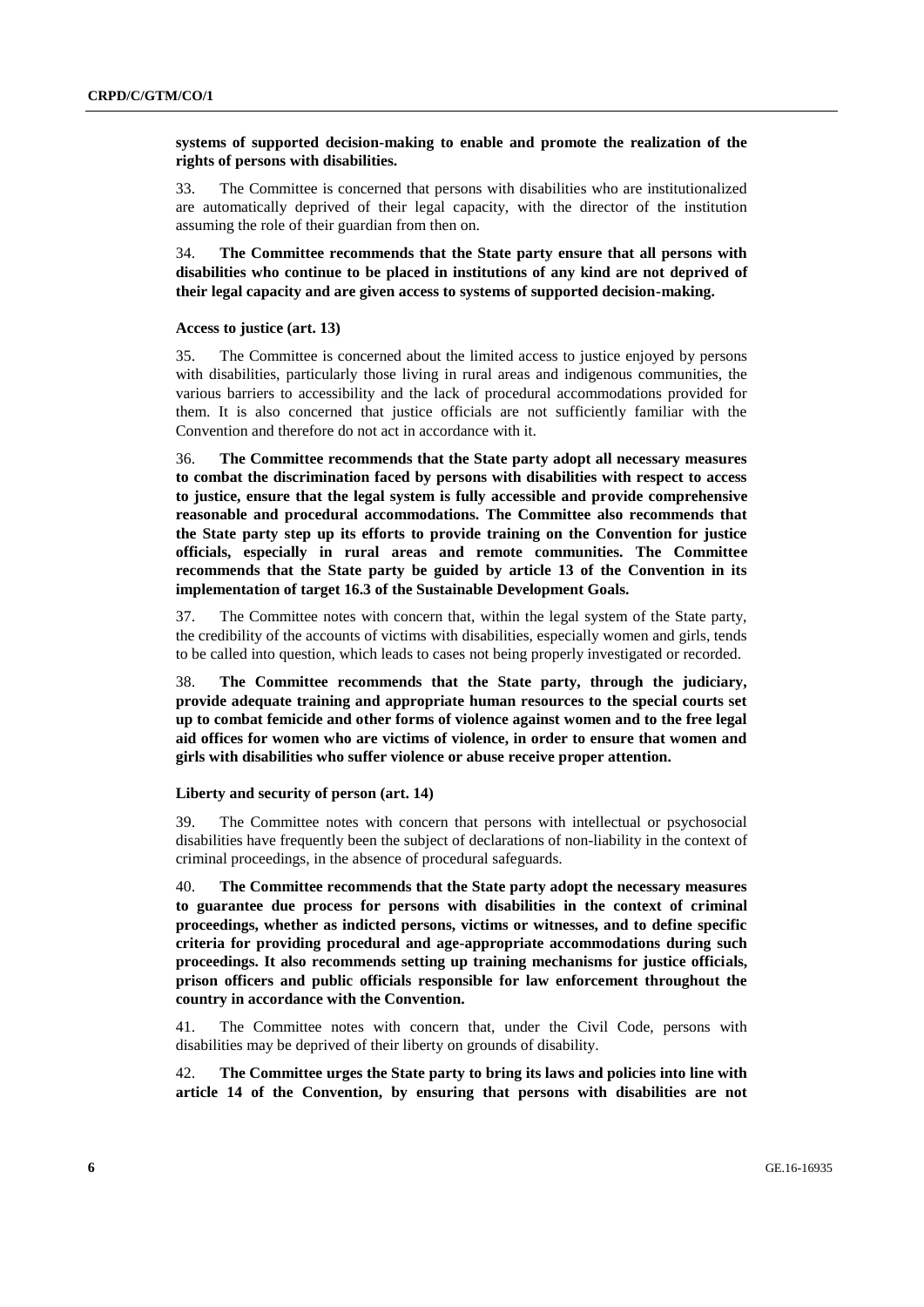**systems of supported decision-making to enable and promote the realization of the rights of persons with disabilities.**

33. The Committee is concerned that persons with disabilities who are institutionalized are automatically deprived of their legal capacity, with the director of the institution assuming the role of their guardian from then on.

34. **The Committee recommends that the State party ensure that all persons with disabilities who continue to be placed in institutions of any kind are not deprived of their legal capacity and are given access to systems of supported decision-making.**

#### Access to justice (art. 13)

35. The Committee is concerned about the limited access to justice enjoyed by persons with disabilities, particularly those living in rural areas and indigenous communities, the various barriers to accessibility and the lack of procedural accommodations provided for them. It is also concerned that justice officials are not sufficiently familiar with the Convention and therefore do not act in accordance with it.

36. **The Committee recommends that the State party adopt all necessary measures to combat the discrimination faced by persons with disabilities with respect to access to justice, ensure that the legal system is fully accessible and provide comprehensive reasonable and procedural accommodations. The Committee also recommends that the State party step up its efforts to provide training on the Convention for justice officials, especially in rural areas and remote communities. The Committee recommends that the State party be guided by article 13 of the Convention in its implementation of target 16.3 of the Sustainable Development Goals.**

37. The Committee notes with concern that, within the legal system of the State party, the credibility of the accounts of victims with disabilities, especially women and girls, tends to be called into question, which leads to cases not being properly investigated or recorded.

38. **The Committee recommends that the State party, through the judiciary, provide adequate training and appropriate human resources to the special courts set up to combat femicide and other forms of violence against women and to the free legal aid offices for women who are victims of violence, in order to ensure that women and girls with disabilities who suffer violence or abuse receive proper attention.**

#### Liberty and security of person (art. 14)

39. The Committee notes with concern that persons with intellectual or psychosocial disabilities have frequently been the subject of declarations of non-liability in the context of criminal proceedings, in the absence of procedural safeguards.

40. **The Committee recommends that the State party adopt the necessary measures to guarantee due process for persons with disabilities in the context of criminal proceedings, whether as indicted persons, victims or witnesses, and to define specific criteria for providing procedural and age-appropriate accommodations during such proceedings. It also recommends setting up training mechanisms for justice officials, prison officers and public officials responsible for law enforcement throughout the country in accordance with the Convention.**

41. The Committee notes with concern that, under the Civil Code, persons with disabilities may be deprived of their liberty on grounds of disability.

42. **The Committee urges the State party to bring its laws and policies into line with article 14 of the Convention, by ensuring that persons with disabilities are not**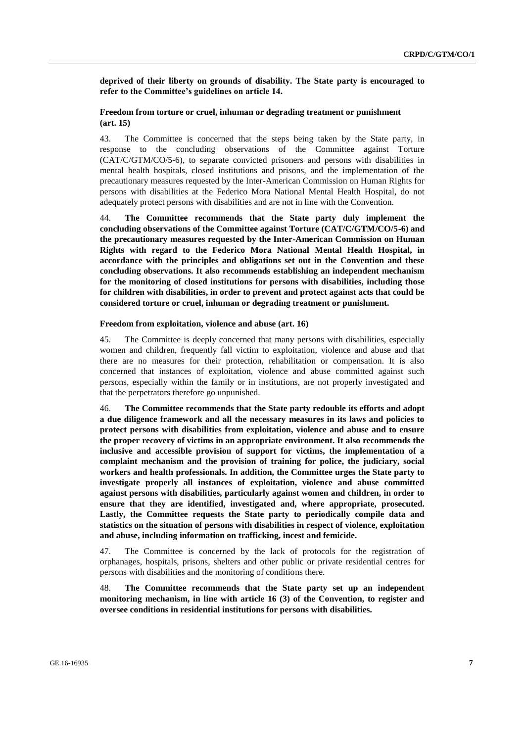**deprived of their liberty on grounds of disability. The State party is encouraged to refer to the Committee's guidelines on article 14.**

### Freedom from torture or cruel, inhuman or degrading treatment or punishment (art. 15)

43. The Committee is concerned that the steps being taken by the State party, in response to the concluding observations of the Committee against Torture (CAT/C/GTM/CO/5-6), to separate convicted prisoners and persons with disabilities in mental health hospitals, closed institutions and prisons, and the implementation of the precautionary measures requested by the Inter-American Commission on Human Rights for persons with disabilities at the Federico Mora National Mental Health Hospital, do not adequately protect persons with disabilities and are not in line with the Convention.

44. **The Committee recommends that the State party duly implement the concluding observations of the Committee against Torture (CAT/C/GTM/CO/5-6) and the precautionary measures requested by the Inter-American Commission on Human Rights with regard to the Federico Mora National Mental Health Hospital, in accordance with the principles and obligations set out in the Convention and these concluding observations. It also recommends establishing an independent mechanism for the monitoring of closed institutions for persons with disabilities, including those for children with disabilities, in order to prevent and protect against acts that could be considered torture or cruel, inhuman or degrading treatment or punishment.**

### Freedom from exploitation, violence and abuse (art. 16)

45. The Committee is deeply concerned that many persons with disabilities, especially women and children, frequently fall victim to exploitation, violence and abuse and that there are no measures for their protection, rehabilitation or compensation. It is also concerned that instances of exploitation, violence and abuse committed against such persons, especially within the family or in institutions, are not properly investigated and that the perpetrators therefore go unpunished.

46. **The Committee recommends that the State party redouble its efforts and adopt a due diligence framework and all the necessary measures in its laws and policies to protect persons with disabilities from exploitation, violence and abuse and to ensure the proper recovery of victims in an appropriate environment. It also recommends the inclusive and accessible provision of support for victims, the implementation of a complaint mechanism and the provision of training for police, the judiciary, social workers and health professionals. In addition, the Committee urges the State party to investigate properly all instances of exploitation, violence and abuse committed against persons with disabilities, particularly against women and children, in order to ensure that they are identified, investigated and, where appropriate, prosecuted. Lastly, the Committee requests the State party to periodically compile data and statistics on the situation of persons with disabilities in respect of violence, exploitation and abuse, including information on trafficking, incest and femicide.**

47. The Committee is concerned by the lack of protocols for the registration of orphanages, hospitals, prisons, shelters and other public or private residential centres for persons with disabilities and the monitoring of conditions there.

48. **The Committee recommends that the State party set up an independent monitoring mechanism, in line with article 16 (3) of the Convention, to register and oversee conditions in residential institutions for persons with disabilities.**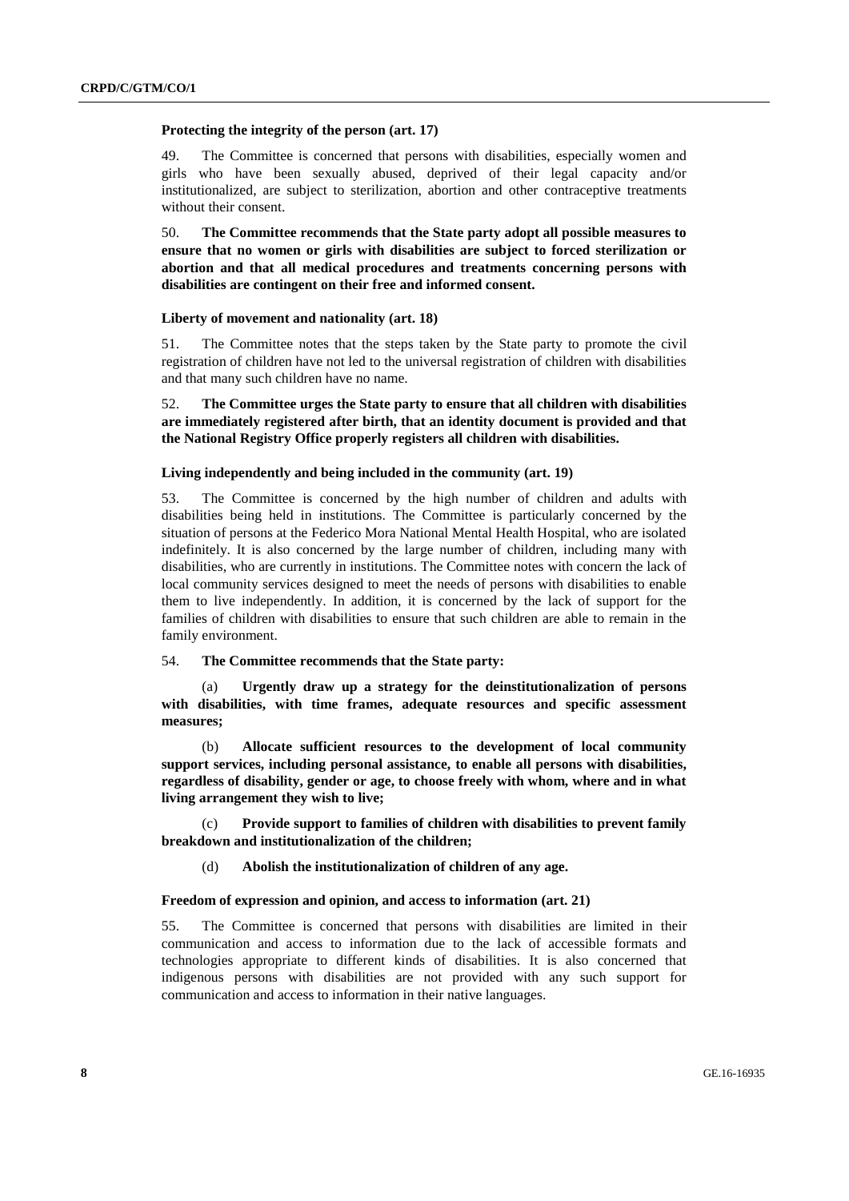### Protecting the integrity of the person (art. 17)

49. The Committee is concerned that persons with disabilities, especially women and girls who have been sexually abused, deprived of their legal capacity and/or institutionalized, are subject to sterilization, abortion and other contraceptive treatments without their consent.

50. **The Committee recommends that the State party adopt all possible measures to ensure that no women or girls with disabilities are subject to forced sterilization or abortion and that all medical procedures and treatments concerning persons with disabilities are contingent on their free and informed consent.**

### Liberty of movement and nationality (art. 18)

51. The Committee notes that the steps taken by the State party to promote the civil registration of children have not led to the universal registration of children with disabilities and that many such children have no name.

52. **The Committee urges the State party to ensure that all children with disabilities are immediately registered after birth, that an identity document is provided and that the National Registry Office properly registers all children with disabilities.**

### Living independently and being included in the community (art. 19)

53. The Committee is concerned by the high number of children and adults with disabilities being held in institutions. The Committee is particularly concerned by the situation of persons at the Federico Mora National Mental Health Hospital, who are isolated indefinitely. It is also concerned by the large number of children, including many with disabilities, who are currently in institutions. The Committee notes with concern the lack of local community services designed to meet the needs of persons with disabilities to enable them to live independently. In addition, it is concerned by the lack of support for the families of children with disabilities to ensure that such children are able to remain in the family environment.

54. **The Committee recommends that the State party:**

(a) **Urgently draw up a strategy for the deinstitutionalization of persons with disabilities, with time frames, adequate resources and specific assessment measures;**

(b) **Allocate sufficient resources to the development of local community support services, including personal assistance, to enable all persons with disabilities, regardless of disability, gender or age, to choose freely with whom, where and in what living arrangement they wish to live;**

(c) **Provide support to families of children with disabilities to prevent family breakdown and institutionalization of the children;**

(d) **Abolish the institutionalization of children of any age.**

### Freedom of expression and opinion, and access to information (art. 21)

55. The Committee is concerned that persons with disabilities are limited in their communication and access to information due to the lack of accessible formats and technologies appropriate to different kinds of disabilities. It is also concerned that indigenous persons with disabilities are not provided with any such support for communication and access to information in their native languages.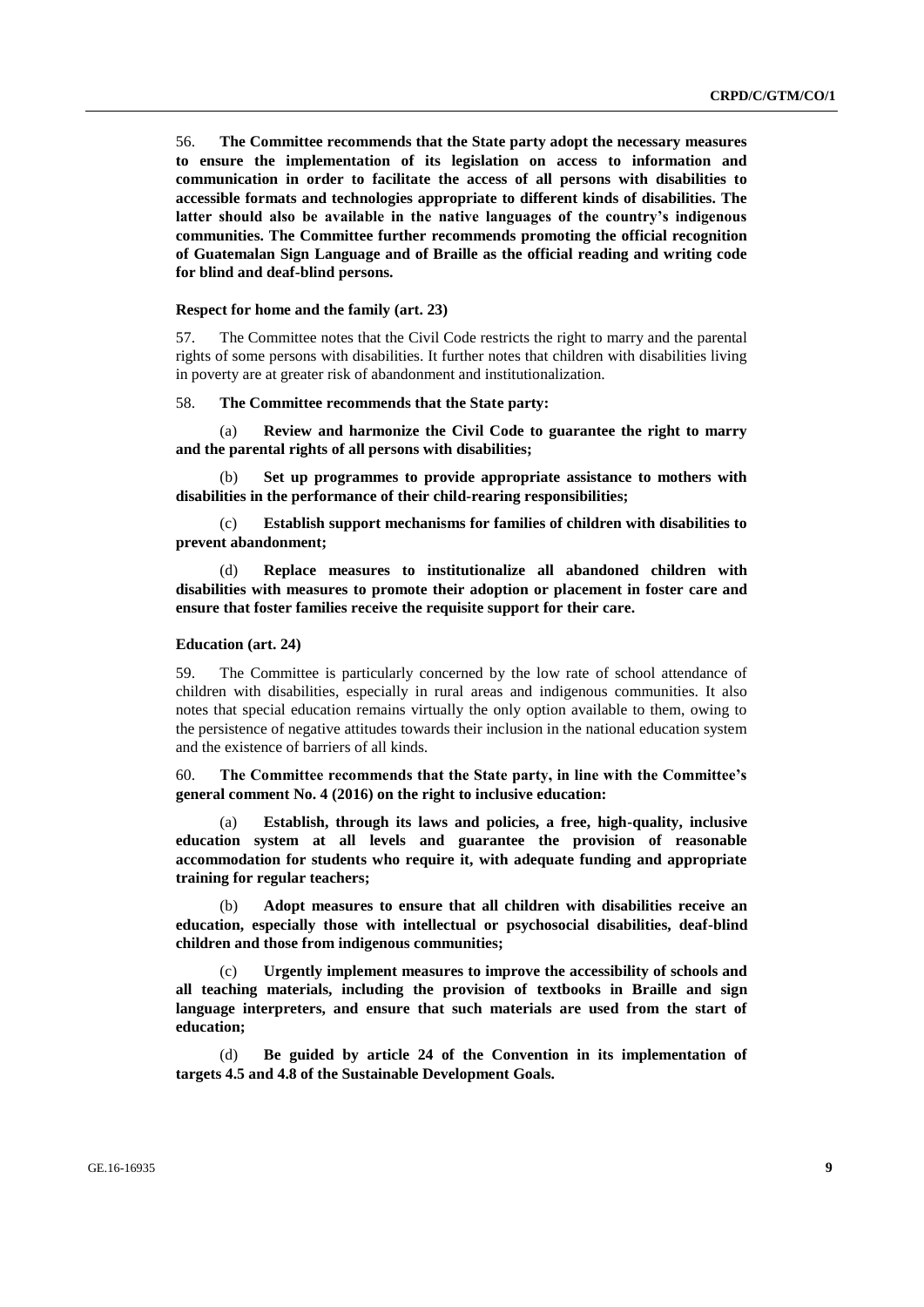56. **The Committee recommends that the State party adopt the necessary measures to ensure the implementation of its legislation on access to information and communication in order to facilitate the access of all persons with disabilities to accessible formats and technologies appropriate to different kinds of disabilities. The latter should also be available in the native languages of the country's indigenous communities. The Committee further recommends promoting the official recognition of Guatemalan Sign Language and of Braille as the official reading and writing code for blind and deaf-blind persons.**

### Respect for home and the family (art. 23)

57. The Committee notes that the Civil Code restricts the right to marry and the parental rights of some persons with disabilities. It further notes that children with disabilities living in poverty are at greater risk of abandonment and institutionalization.

58. **The Committee recommends that the State party:**

(a) **Review and harmonize the Civil Code to guarantee the right to marry and the parental rights of all persons with disabilities;**

(b) **Set up programmes to provide appropriate assistance to mothers with disabilities in the performance of their child-rearing responsibilities;**

(c) **Establish support mechanisms for families of children with disabilities to prevent abandonment;**

(d) **Replace measures to institutionalize all abandoned children with disabilities with measures to promote their adoption or placement in foster care and ensure that foster families receive the requisite support for their care.**

### Education (art. 24)

59. The Committee is particularly concerned by the low rate of school attendance of children with disabilities, especially in rural areas and indigenous communities. It also notes that special education remains virtually the only option available to them, owing to the persistence of negative attitudes towards their inclusion in the national education system and the existence of barriers of all kinds.

60. **The Committee recommends that the State party, in line with the Committee's general comment No. 4 (2016) on the right to inclusive education:**

(a) **Establish, through its laws and policies, a free, high-quality, inclusive education system at all levels and guarantee the provision of reasonable accommodation for students who require it, with adequate funding and appropriate training for regular teachers;**

(b) **Adopt measures to ensure that all children with disabilities receive an education, especially those with intellectual or psychosocial disabilities, deaf-blind children and those from indigenous communities;**

(c) **Urgently implement measures to improve the accessibility of schools and all teaching materials, including the provision of textbooks in Braille and sign language interpreters, and ensure that such materials are used from the start of education;**

(d) **Be guided by article 24 of the Convention in its implementation of targets 4.5 and 4.8 of the Sustainable Development Goals.**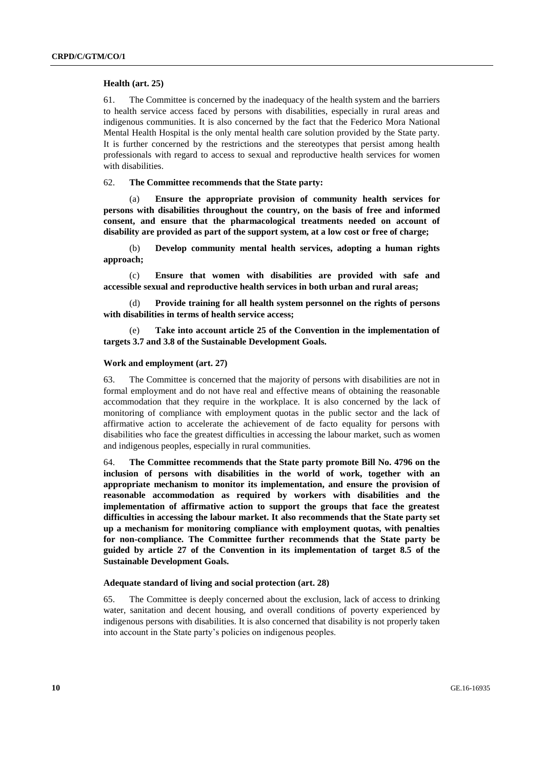### Health (art. 25)

61. The Committee is concerned by the inadequacy of the health system and the barriers to health service access faced by persons with disabilities, especially in rural areas and indigenous communities. It is also concerned by the fact that the Federico Mora National Mental Health Hospital is the only mental health care solution provided by the State party. It is further concerned by the restrictions and the stereotypes that persist among health professionals with regard to access to sexual and reproductive health services for women with disabilities.

62. **The Committee recommends that the State party:**

(a) **Ensure the appropriate provision of community health services for persons with disabilities throughout the country, on the basis of free and informed consent, and ensure that the pharmacological treatments needed on account of disability are provided as part of the support system, at a low cost or free of charge;**

(b) **Develop community mental health services, adopting a human rights approach;**

(c) **Ensure that women with disabilities are provided with safe and accessible sexual and reproductive health services in both urban and rural areas;**

(d) **Provide training for all health system personnel on the rights of persons with disabilities in terms of health service access;**

(e) **Take into account article 25 of the Convention in the implementation of targets 3.7 and 3.8 of the Sustainable Development Goals.**

### Work and employment (art. 27)

63. The Committee is concerned that the majority of persons with disabilities are not in formal employment and do not have real and effective means of obtaining the reasonable accommodation that they require in the workplace. It is also concerned by the lack of monitoring of compliance with employment quotas in the public sector and the lack of affirmative action to accelerate the achievement of de facto equality for persons with disabilities who face the greatest difficulties in accessing the labour market, such as women and indigenous peoples, especially in rural communities.

64. **The Committee recommends that the State party promote Bill No. 4796 on the inclusion of persons with disabilities in the world of work, together with an appropriate mechanism to monitor its implementation, and ensure the provision of reasonable accommodation as required by workers with disabilities and the implementation of affirmative action to support the groups that face the greatest difficulties in accessing the labour market. It also recommends that the State party set up a mechanism for monitoring compliance with employment quotas, with penalties for non-compliance. The Committee further recommends that the State party be guided by article 27 of the Convention in its implementation of target 8.5 of the Sustainable Development Goals.**

### Adequate standard of living and social protection (art. 28)

65. The Committee is deeply concerned about the exclusion, lack of access to drinking water, sanitation and decent housing, and overall conditions of poverty experienced by indigenous persons with disabilities. It is also concerned that disability is not properly taken into account in the State party's policies on indigenous peoples.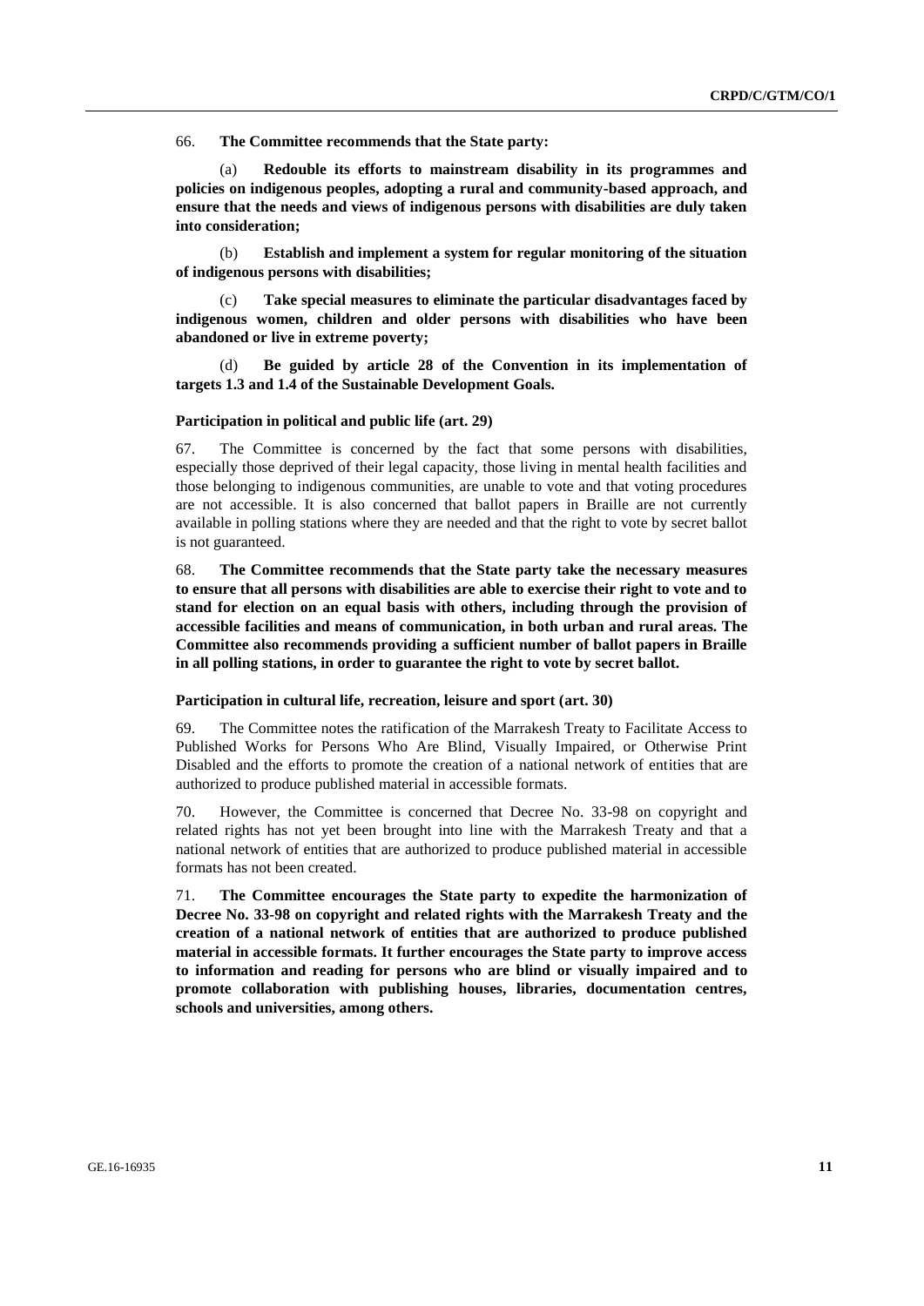66. **The Committee recommends that the State party:**

(a) **Redouble its efforts to mainstream disability in its programmes and policies on indigenous peoples, adopting a rural and community-based approach, and ensure that the needs and views of indigenous persons with disabilities are duly taken into consideration;**

(b) **Establish and implement a system for regular monitoring of the situation of indigenous persons with disabilities;**

(c) **Take special measures to eliminate the particular disadvantages faced by indigenous women, children and older persons with disabilities who have been abandoned or live in extreme poverty;**

(d) **Be guided by article 28 of the Convention in its implementation of targets 1.3 and 1.4 of the Sustainable Development Goals.**

### Participation in political and public life (art. 29)

67. The Committee is concerned by the fact that some persons with disabilities, especially those deprived of their legal capacity, those living in mental health facilities and those belonging to indigenous communities, are unable to vote and that voting procedures are not accessible. It is also concerned that ballot papers in Braille are not currently available in polling stations where they are needed and that the right to vote by secret ballot is not guaranteed.

68. **The Committee recommends that the State party take the necessary measures to ensure that all persons with disabilities are able to exercise their right to vote and to stand for election on an equal basis with others, including through the provision of accessible facilities and means of communication, in both urban and rural areas. The Committee also recommends providing a sufficient number of ballot papers in Braille in all polling stations, in order to guarantee the right to vote by secret ballot.**

### Participation in cultural life, recreation, leisure and sport (art. 30)

69. The Committee notes the ratification of the Marrakesh Treaty to Facilitate Access to Published Works for Persons Who Are Blind, Visually Impaired, or Otherwise Print Disabled and the efforts to promote the creation of a national network of entities that are authorized to produce published material in accessible formats.

70. However, the Committee is concerned that Decree No. 33-98 on copyright and related rights has not yet been brought into line with the Marrakesh Treaty and that a national network of entities that are authorized to produce published material in accessible formats has not been created.

71. **The Committee encourages the State party to expedite the harmonization of Decree No. 33-98 on copyright and related rights with the Marrakesh Treaty and the creation of a national network of entities that are authorized to produce published material in accessible formats. It further encourages the State party to improve access to information and reading for persons who are blind or visually impaired and to promote collaboration with publishing houses, libraries, documentation centres, schools and universities, among others.**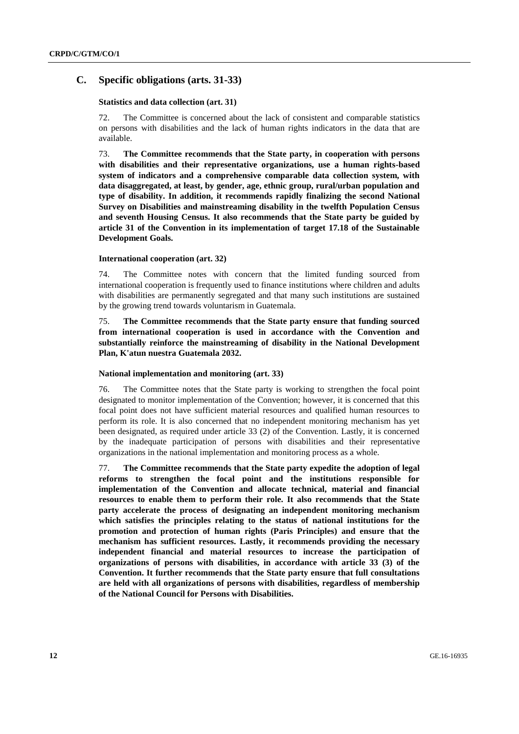## C. Specific obligations (arts. 31-33)

### Statistics and data collection (art. 31)

72. The Committee is concerned about the lack of consistent and comparable statistics on persons with disabilities and the lack of human rights indicators in the data that are available.

73. **The Committee recommends that the State party, in cooperation with persons with disabilities and their representative organizations, use a human rights-based system of indicators and a comprehensive comparable data collection system, with data disaggregated, at least, by gender, age, ethnic group, rural/urban population and type of disability. In addition, it recommends rapidly finalizing the second National Survey on Disabilities and mainstreaming disability in the twelfth Population Census and seventh Housing Census. It also recommends that the State party be guided by article 31 of the Convention in its implementation of target 17.18 of the Sustainable Development Goals.**

### International cooperation (art. 32)

74. The Committee notes with concern that the limited funding sourced from international cooperation is frequently used to finance institutions where children and adults with disabilities are permanently segregated and that many such institutions are sustained by the growing trend towards voluntarism in Guatemala.

75. **The Committee recommends that the State party ensure that funding sourced from international cooperation is used in accordance with the Convention and substantially reinforce the mainstreaming of disability in the National Development Plan, K'atun nuestra Guatemala 2032.**

### National implementation and monitoring (art. 33)

76. The Committee notes that the State party is working to strengthen the focal point designated to monitor implementation of the Convention; however, it is concerned that this focal point does not have sufficient material resources and qualified human resources to perform its role. It is also concerned that no independent monitoring mechanism has yet been designated, as required under article 33 (2) of the Convention. Lastly, it is concerned by the inadequate participation of persons with disabilities and their representative organizations in the national implementation and monitoring process as a whole.

77. **The Committee recommends that the State party expedite the adoption of legal reforms to strengthen the focal point and the institutions responsible for implementation of the Convention and allocate technical, material and financial resources to enable them to perform their role. It also recommends that the State party accelerate the process of designating an independent monitoring mechanism which satisfies the principles relating to the status of national institutions for the promotion and protection of human rights (Paris Principles) and ensure that the mechanism has sufficient resources. Lastly, it recommends providing the necessary independent financial and material resources to increase the participation of organizations of persons with disabilities, in accordance with article 33 (3) of the Convention. It further recommends that the State party ensure that full consultations are held with all organizations of persons with disabilities, regardless of membership of the National Council for Persons with Disabilities.**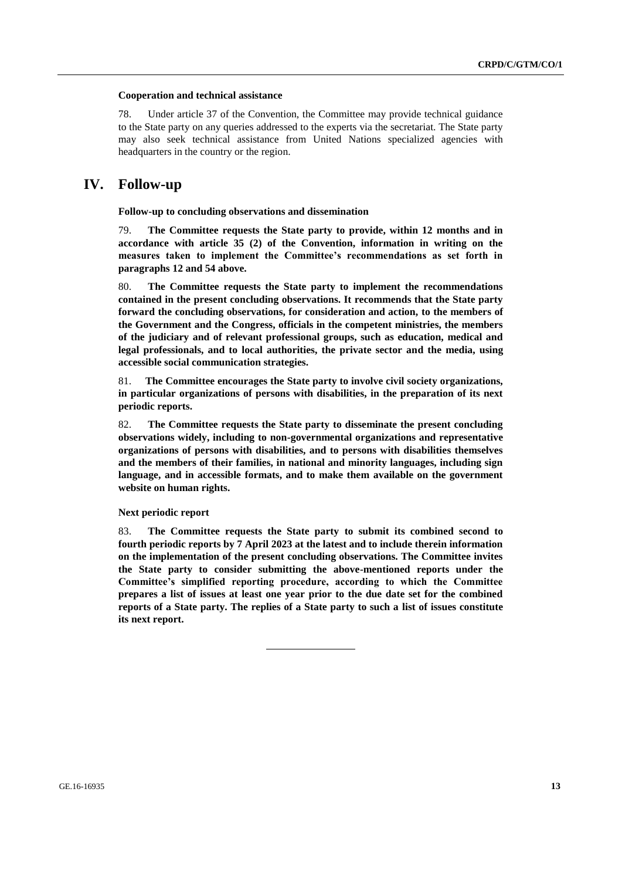### Cooperation and technical assistance

78. Under article 37 of the Convention, the Committee may provide technical guidance to the State party on any queries addressed to the experts via the secretariat. The State party may also seek technical assistance from United Nations specialized agencies with headquarters in the country or the region.

# IV. Follow-up

### Follow-up to concluding observations and dissemination

79. **The Committee requests the State party to provide, within 12 months and in accordance with article 35 (2) of the Convention, information in writing on the measures taken to implement the Committee's recommendations as set forth in paragraphs 12 and 54 above.**

80. **The Committee requests the State party to implement the recommendations contained in the present concluding observations. It recommends that the State party forward the concluding observations, for consideration and action, to the members of the Government and the Congress, officials in the competent ministries, the members of the judiciary and of relevant professional groups, such as education, medical and legal professionals, and to local authorities, the private sector and the media, using accessible social communication strategies.**

81. **The Committee encourages the State party to involve civil society organizations, in particular organizations of persons with disabilities, in the preparation of its next periodic reports.**

82. **The Committee requests the State party to disseminate the present concluding observations widely, including to non-governmental organizations and representative organizations of persons with disabilities, and to persons with disabilities themselves and the members of their families, in national and minority languages, including sign language, and in accessible formats, and to make them available on the government website on human rights.**

### Next periodic report

83. **The Committee requests the State party to submit its combined second to fourth periodic reports by 7 April 2023 at the latest and to include therein information on the implementation of the present concluding observations. The Committee invites the State party to consider submitting the above-mentioned reports under the Committee's simplified reporting procedure, according to which the Committee prepares a list of issues at least one year prior to the due date set for the combined reports of a State party. The replies of a State party to such a list of issues constitute its next report.**